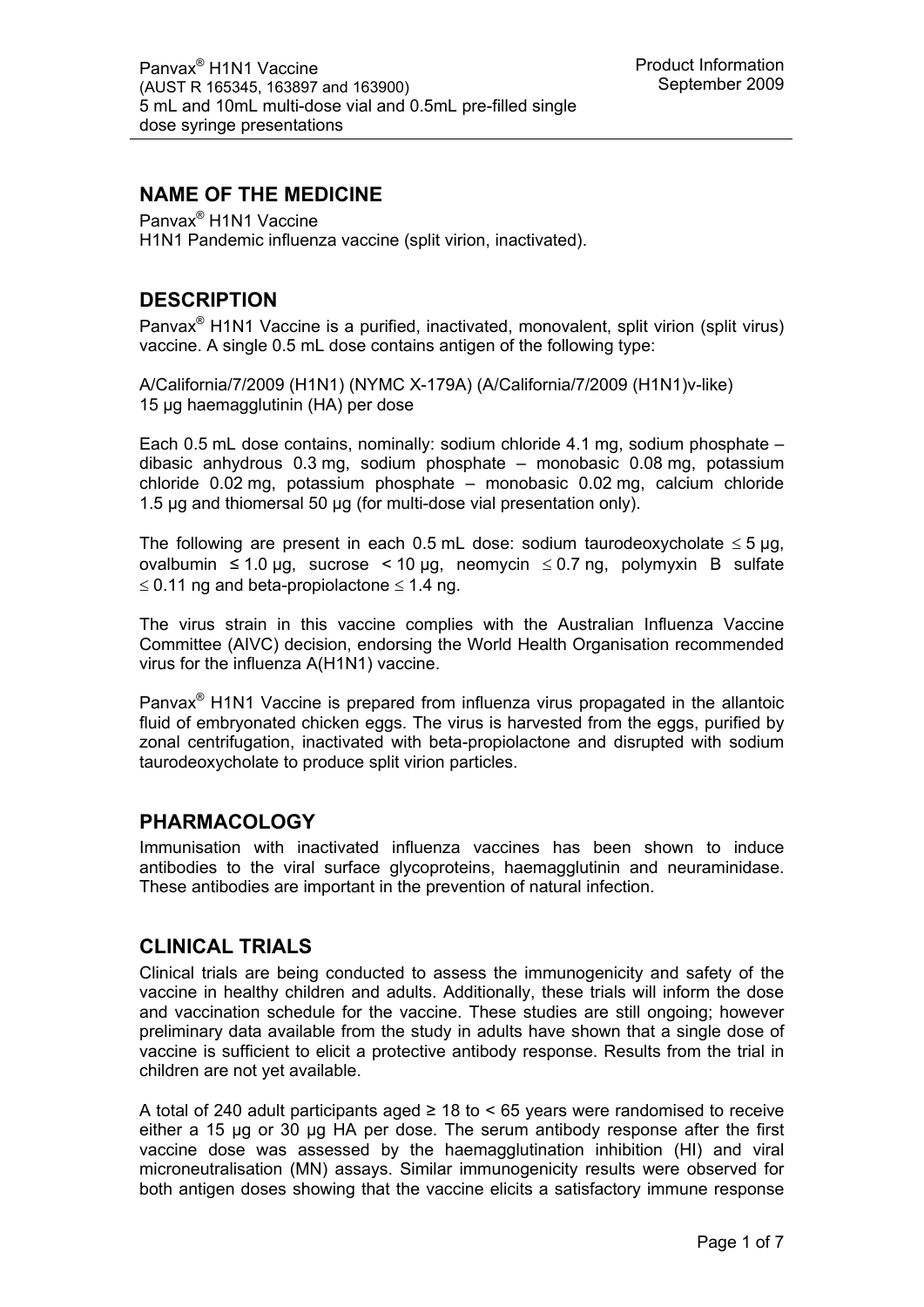## NAME OF THE MEDICINE

Panvax® H1N1 Vaccine
H1N1 Pandemic influenza vaccine (split virion, inactivated).

## DESCRIPTION

Panvax® H1N1 Vaccine is a purified, inactivated, monovalent, split virion (split virus) vaccine. A single 0.5 mL dose contains antigen of the following type:

A/California/7/2009 (H1N1) (NYMC X-179A) (A/California/7/2009 (H1N1)v-like)
15 µg haemagglutinin (HA) per dose

Each 0.5 mL dose contains, nominally: sodium chloride 4.1 mg, sodium phosphate – dibasic anhydrous 0.3 mg, sodium phosphate – monobasic 0.08 mg, potassium chloride 0.02 mg, potassium phosphate – monobasic 0.02 mg, calcium chloride 1.5 µg and thiomersal 50 µg (for multi-dose vial presentation only).

The following are present in each 0.5 mL dose: sodium taurodeoxycholate ≤ 5 µg, ovalbumin ≤ 1.0 µg, sucrose < 10 µg, neomycin ≤ 0.7 ng, polymyxin B sulfate ≤ 0.11 ng and beta-propiolactone ≤ 1.4 ng.

The virus strain in this vaccine complies with the Australian Influenza Vaccine Committee (AIVC) decision, endorsing the World Health Organisation recommended virus for the influenza A(H1N1) vaccine.

Panvax® H1N1 Vaccine is prepared from influenza virus propagated in the allantoic fluid of embryonated chicken eggs. The virus is harvested from the eggs, purified by zonal centrifugation, inactivated with beta-propiolactone and disrupted with sodium taurodeoxycholate to produce split virion particles.

## PHARMACOLOGY

Immunisation with inactivated influenza vaccines has been shown to induce antibodies to the viral surface glycoproteins, haemagglutinin and neuraminidase. These antibodies are important in the prevention of natural infection.

## CLINICAL TRIALS

Clinical trials are being conducted to assess the immunogenicity and safety of the vaccine in healthy children and adults. Additionally, these trials will inform the dose and vaccination schedule for the vaccine. These studies are still ongoing; however preliminary data available from the study in adults have shown that a single dose of vaccine is sufficient to elicit a protective antibody response. Results from the trial in children are not yet available.

A total of 240 adult participants aged ≥ 18 to < 65 years were randomised to receive either a 15 µg or 30 µg HA per dose. The serum antibody response after the first vaccine dose was assessed by the haemagglutination inhibition (HI) and viral microneutralisation (MN) assays. Similar immunogenicity results were observed for both antigen doses showing that the vaccine elicits a satisfactory immune response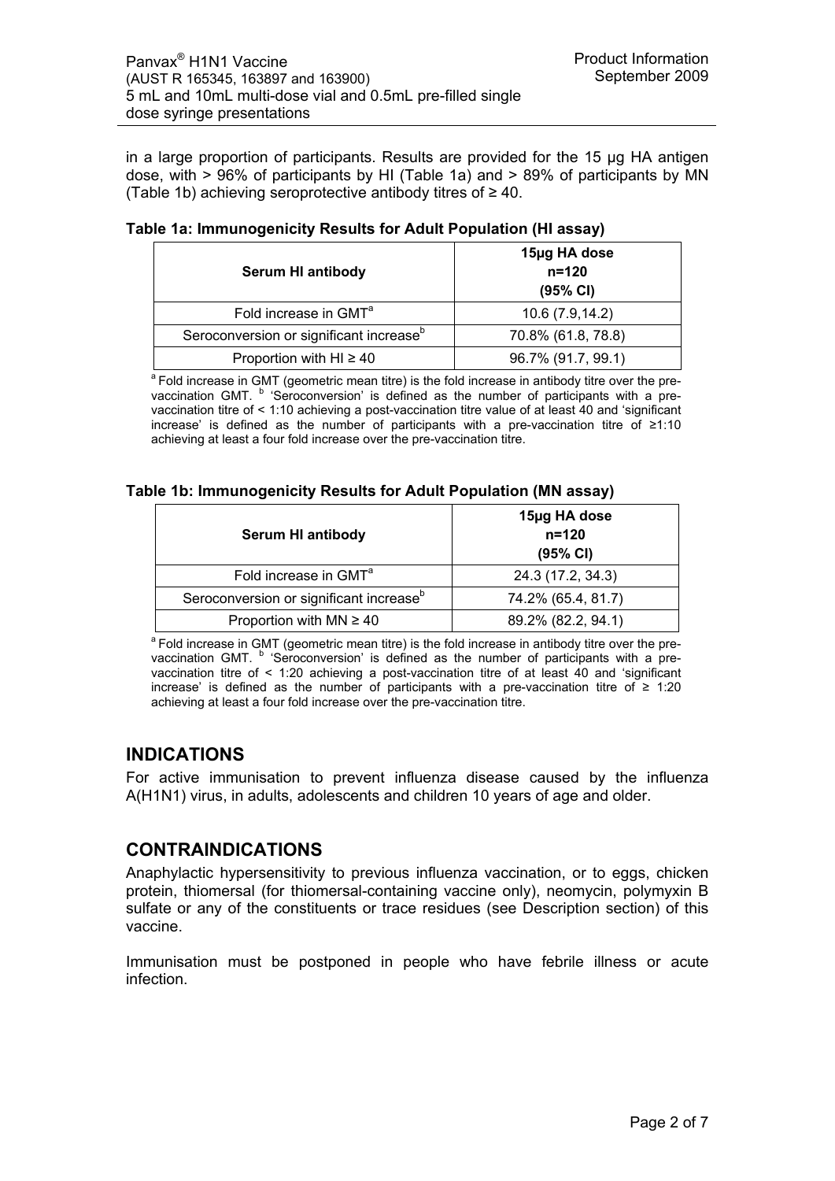in a large proportion of participants. Results are provided for the 15 µg HA antigen dose, with > 96% of participants by HI (Table 1a) and > 89% of participants by MN (Table 1b) achieving seroprotective antibody titres of ≥ 40.

**Table 1a: Immunogenicity Results for Adult Population (HI assay)**

| Serum HI antibody | 15µg HA dose n=120 (95% CI) |
|---|---|
| Fold increase in GMT[a] | 10.6 (7.9,14.2) |
| Seroconversion or significant increase[b] | 70.8% (61.8, 78.8) |
| Proportion with HI ≥ 40 | 96.7% (91.7, 99.1) |

[a] Fold increase in GMT (geometric mean titre) is the fold increase in antibody titre over the pre-vaccination GMT. [b] 'Seroconversion' is defined as the number of participants with a pre-vaccination titre of < 1:10 achieving a post-vaccination titre value of at least 40 and 'significant increase' is defined as the number of participants with a pre-vaccination titre of ≥1:10 achieving at least a four fold increase over the pre-vaccination titre.

**Table 1b: Immunogenicity Results for Adult Population (MN assay)**

| Serum HI antibody | 15µg HA dose n=120 (95% CI) |
|---|---|
| Fold increase in GMT[a] | 24.3 (17.2, 34.3) |
| Seroconversion or significant increase[b] | 74.2% (65.4, 81.7) |
| Proportion with MN ≥ 40 | 89.2% (82.2, 94.1) |

[a] Fold increase in GMT (geometric mean titre) is the fold increase in antibody titre over the pre-vaccination GMT. [b] 'Seroconversion' is defined as the number of participants with a pre-vaccination titre of < 1:20 achieving a post-vaccination titre of at least 40 and 'significant increase' is defined as the number of participants with a pre-vaccination titre of ≥ 1:20 achieving at least a four fold increase over the pre-vaccination titre.

## INDICATIONS

For active immunisation to prevent influenza disease caused by the influenza A(H1N1) virus, in adults, adolescents and children 10 years of age and older.

## CONTRAINDICATIONS

Anaphylactic hypersensitivity to previous influenza vaccination, or to eggs, chicken protein, thiomersal (for thiomersal-containing vaccine only), neomycin, polymyxin B sulfate or any of the constituents or trace residues (see Description section) of this vaccine.

Immunisation must be postponed in people who have febrile illness or acute infection.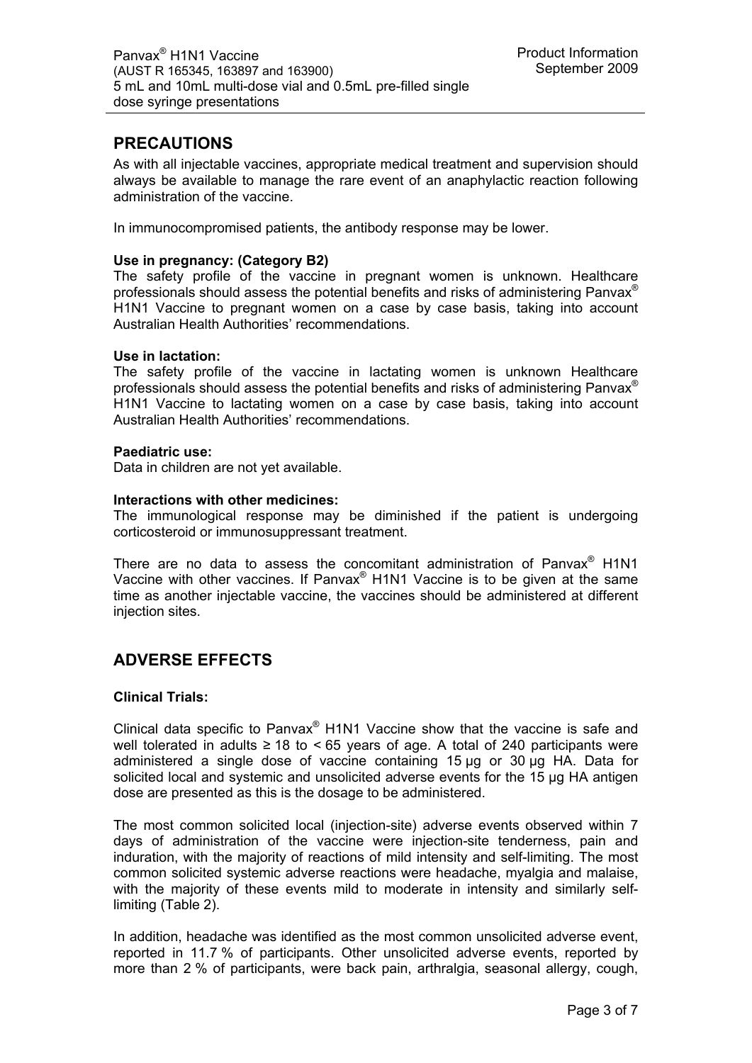## PRECAUTIONS

As with all injectable vaccines, appropriate medical treatment and supervision should always be available to manage the rare event of an anaphylactic reaction following administration of the vaccine.

In immunocompromised patients, the antibody response may be lower.

**Use in pregnancy: (Category B2)**
The safety profile of the vaccine in pregnant women is unknown. Healthcare professionals should assess the potential benefits and risks of administering Panvax® H1N1 Vaccine to pregnant women on a case by case basis, taking into account Australian Health Authorities' recommendations.

**Use in lactation:**
The safety profile of the vaccine in lactating women is unknown Healthcare professionals should assess the potential benefits and risks of administering Panvax® H1N1 Vaccine to lactating women on a case by case basis, taking into account Australian Health Authorities' recommendations.

**Paediatric use:**
Data in children are not yet available.

**Interactions with other medicines:**
The immunological response may be diminished if the patient is undergoing corticosteroid or immunosuppressant treatment.

There are no data to assess the concomitant administration of Panvax® H1N1 Vaccine with other vaccines. If Panvax® H1N1 Vaccine is to be given at the same time as another injectable vaccine, the vaccines should be administered at different injection sites.

## ADVERSE EFFECTS

**Clinical Trials:**

Clinical data specific to Panvax® H1N1 Vaccine show that the vaccine is safe and well tolerated in adults ≥ 18 to < 65 years of age. A total of 240 participants were administered a single dose of vaccine containing 15 µg or 30 µg HA. Data for solicited local and systemic and unsolicited adverse events for the 15 µg HA antigen dose are presented as this is the dosage to be administered.

The most common solicited local (injection-site) adverse events observed within 7 days of administration of the vaccine were injection-site tenderness, pain and induration, with the majority of reactions of mild intensity and self-limiting. The most common solicited systemic adverse reactions were headache, myalgia and malaise, with the majority of these events mild to moderate in intensity and similarly self-limiting (Table 2).

In addition, headache was identified as the most common unsolicited adverse event, reported in 11.7 % of participants. Other unsolicited adverse events, reported by more than 2 % of participants, were back pain, arthralgia, seasonal allergy, cough,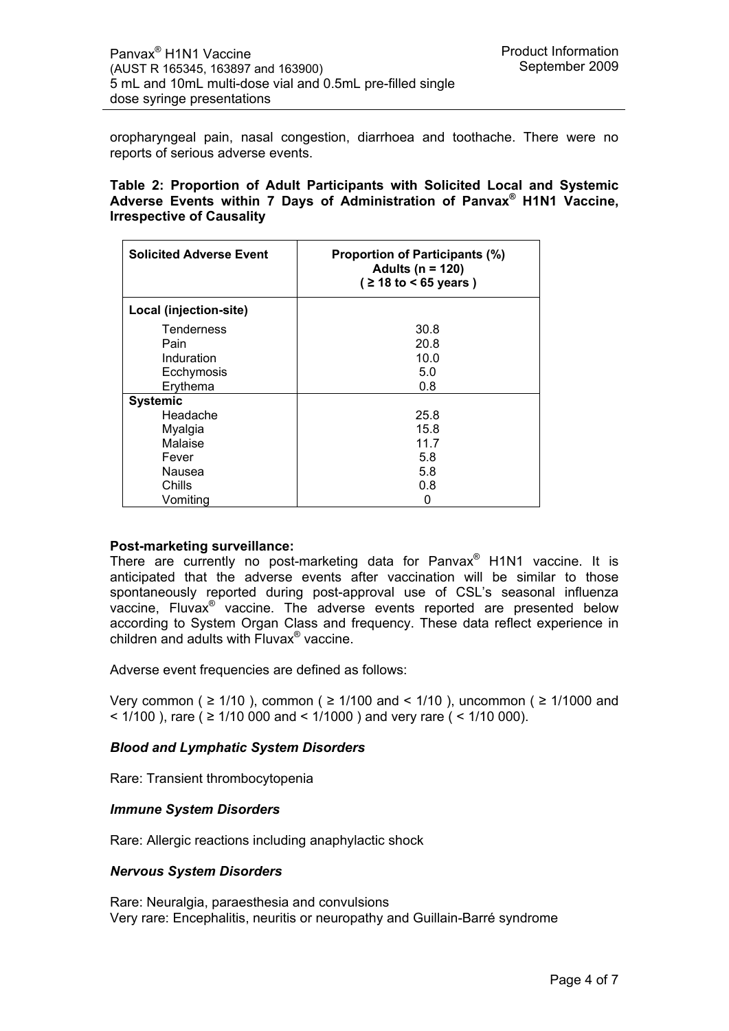oropharyngeal pain, nasal congestion, diarrhoea and toothache. There were no reports of serious adverse events.

**Table 2: Proportion of Adult Participants with Solicited Local and Systemic Adverse Events within 7 Days of Administration of Panvax® H1N1 Vaccine, Irrespective of Causality**

| Solicited Adverse Event | Proportion of Participants (%) Adults (n = 120) ( ≥ 18 to < 65 years ) |
|---|---|
| **Local (injection-site)** | |
| Tenderness | 30.8 |
| Pain | 20.8 |
| Induration | 10.0 |
| Ecchymosis | 5.0 |
| Erythema | 0.8 |
| **Systemic** | |
| Headache | 25.8 |
| Myalgia | 15.8 |
| Malaise | 11.7 |
| Fever | 5.8 |
| Nausea | 5.8 |
| Chills | 0.8 |
| Vomiting | 0 |

**Post-marketing surveillance:**

There are currently no post-marketing data for Panvax® H1N1 vaccine. It is anticipated that the adverse events after vaccination will be similar to those spontaneously reported during post-approval use of CSL's seasonal influenza vaccine, Fluvax® vaccine. The adverse events reported are presented below according to System Organ Class and frequency. These data reflect experience in children and adults with Fluvax® vaccine.

Adverse event frequencies are defined as follows:

Very common ( ≥ 1/10 ), common ( ≥ 1/100 and < 1/10 ), uncommon ( ≥ 1/1000 and < 1/100 ), rare ( ≥ 1/10 000 and < 1/1000 ) and very rare ( < 1/10 000).

***Blood and Lymphatic System Disorders***

Rare: Transient thrombocytopenia

***Immune System Disorders***

Rare: Allergic reactions including anaphylactic shock

***Nervous System Disorders***

Rare: Neuralgia, paraesthesia and convulsions
Very rare: Encephalitis, neuritis or neuropathy and Guillain-Barré syndrome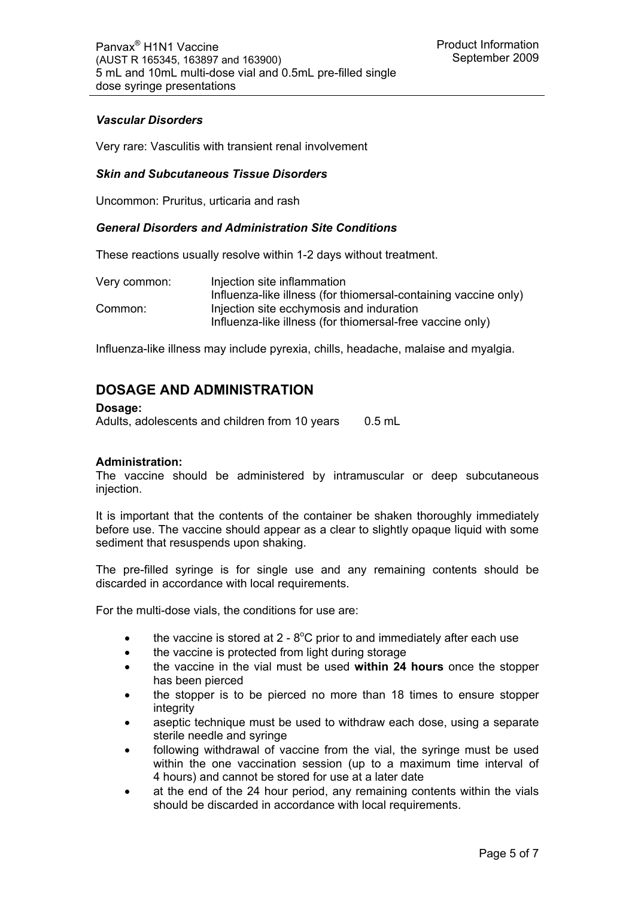*Vascular Disorders*

Very rare: Vasculitis with transient renal involvement

*Skin and Subcutaneous Tissue Disorders*

Uncommon: Pruritus, urticaria and rash

*General Disorders and Administration Site Conditions*

These reactions usually resolve within 1-2 days without treatment.

| | |
|---|---|
| Very common: | Injection site inflammation<br>Influenza-like illness (for thiomersal-containing vaccine only) |
| Common: | Injection site ecchymosis and induration<br>Influenza-like illness (for thiomersal-free vaccine only) |

Influenza-like illness may include pyrexia, chills, headache, malaise and myalgia.

## DOSAGE AND ADMINISTRATION

**Dosage:**

Adults, adolescents and children from 10 years 0.5 mL

**Administration:**

The vaccine should be administered by intramuscular or deep subcutaneous injection.

It is important that the contents of the container be shaken thoroughly immediately before use. The vaccine should appear as a clear to slightly opaque liquid with some sediment that resuspends upon shaking.

The pre-filled syringe is for single use and any remaining contents should be discarded in accordance with local requirements.

For the multi-dose vials, the conditions for use are:

- the vaccine is stored at 2 - 8°C prior to and immediately after each use
- the vaccine is protected from light during storage
- the vaccine in the vial must be used **within 24 hours** once the stopper has been pierced
- the stopper is to be pierced no more than 18 times to ensure stopper integrity
- aseptic technique must be used to withdraw each dose, using a separate sterile needle and syringe
- following withdrawal of vaccine from the vial, the syringe must be used within the one vaccination session (up to a maximum time interval of 4 hours) and cannot be stored for use at a later date
- at the end of the 24 hour period, any remaining contents within the vials should be discarded in accordance with local requirements.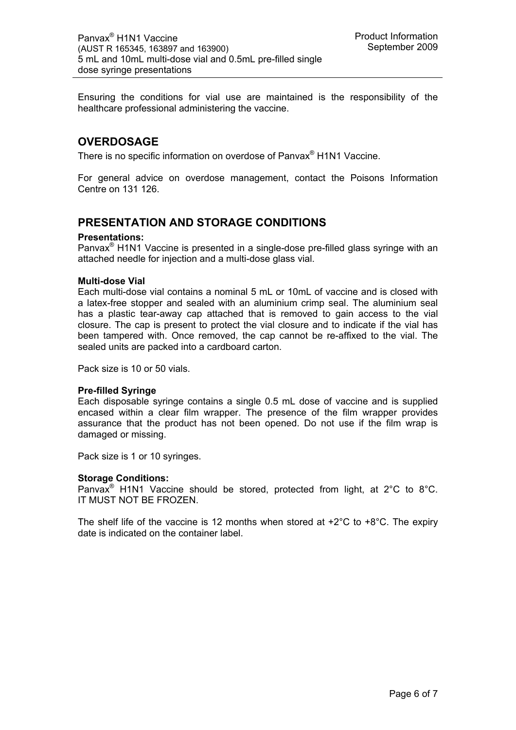Ensuring the conditions for vial use are maintained is the responsibility of the healthcare professional administering the vaccine.

## OVERDOSAGE

There is no specific information on overdose of Panvax® H1N1 Vaccine.

For general advice on overdose management, contact the Poisons Information Centre on 131 126.

## PRESENTATION AND STORAGE CONDITIONS

**Presentations:**

Panvax® H1N1 Vaccine is presented in a single-dose pre-filled glass syringe with an attached needle for injection and a multi-dose glass vial.

**Multi-dose Vial**

Each multi-dose vial contains a nominal 5 mL or 10mL of vaccine and is closed with a latex-free stopper and sealed with an aluminium crimp seal. The aluminium seal has a plastic tear-away cap attached that is removed to gain access to the vial closure. The cap is present to protect the vial closure and to indicate if the vial has been tampered with. Once removed, the cap cannot be re-affixed to the vial. The sealed units are packed into a cardboard carton.

Pack size is 10 or 50 vials.

**Pre-filled Syringe**

Each disposable syringe contains a single 0.5 mL dose of vaccine and is supplied encased within a clear film wrapper. The presence of the film wrapper provides assurance that the product has not been opened. Do not use if the film wrap is damaged or missing.

Pack size is 1 or 10 syringes.

**Storage Conditions:**

Panvax® H1N1 Vaccine should be stored, protected from light, at 2°C to 8°C. IT MUST NOT BE FROZEN.

The shelf life of the vaccine is 12 months when stored at +2°C to +8°C. The expiry date is indicated on the container label.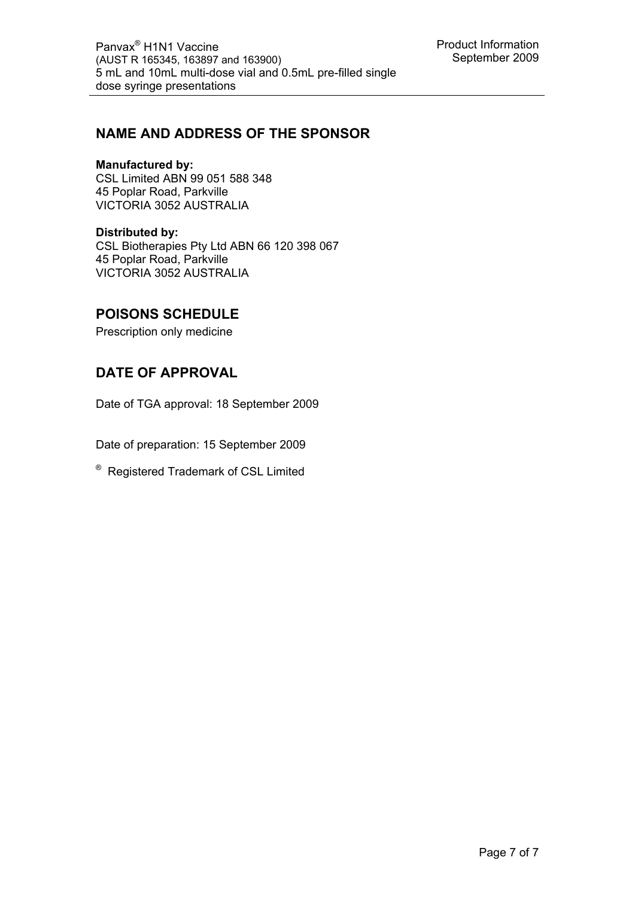## NAME AND ADDRESS OF THE SPONSOR

**Manufactured by:**
CSL Limited ABN 99 051 588 348
45 Poplar Road, Parkville
VICTORIA 3052 AUSTRALIA

**Distributed by:**
CSL Biotherapies Pty Ltd ABN 66 120 398 067
45 Poplar Road, Parkville
VICTORIA 3052 AUSTRALIA

## POISONS SCHEDULE

Prescription only medicine

## DATE OF APPROVAL

Date of TGA approval: 18 September 2009

Date of preparation: 15 September 2009

® Registered Trademark of CSL Limited